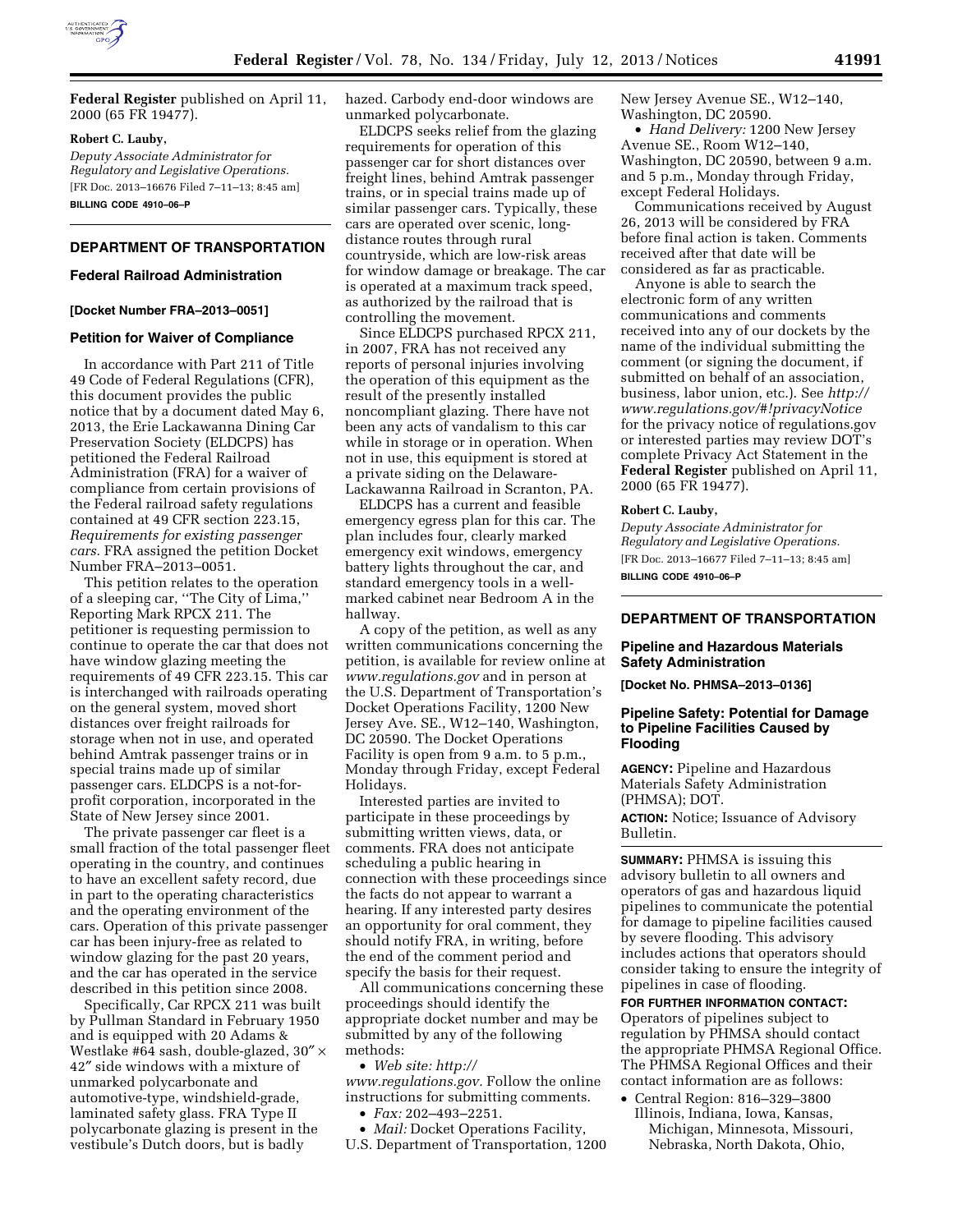**Federal Register** published on April 11, 2000 (65 FR 19477).

**Robert C. Lauby,**

*Deputy Associate Administrator for Regulatory and Legislative Operations.*

[FR Doc. 2013–16676 Filed 7–11–13; 8:45 am]

**BILLING CODE 4910–06–P**

## DEPARTMENT OF TRANSPORTATION

### Federal Railroad Administration

**[Docket Number FRA–2013–0051]**

### Petition for Waiver of Compliance

In accordance with Part 211 of Title 49 Code of Federal Regulations (CFR), this document provides the public notice that by a document dated May 6, 2013, the Erie Lackawanna Dining Car Preservation Society (ELDCPS) has petitioned the Federal Railroad Administration (FRA) for a waiver of compliance from certain provisions of the Federal railroad safety regulations contained at 49 CFR section 223.15, *Requirements for existing passenger cars.* FRA assigned the petition Docket Number FRA–2013–0051.

This petition relates to the operation of a sleeping car, ''The City of Lima,'' Reporting Mark RPCX 211. The petitioner is requesting permission to continue to operate the car that does not have window glazing meeting the requirements of 49 CFR 223.15. This car is interchanged with railroads operating on the general system, moved short distances over freight railroads for storage when not in use, and operated behind Amtrak passenger trains or in special trains made up of similar passenger cars. ELDCPS is a not-for-profit corporation, incorporated in the State of New Jersey since 2001.

The private passenger car fleet is a small fraction of the total passenger fleet operating in the country, and continues to have an excellent safety record, due in part to the operating characteristics and the operating environment of the cars. Operation of this private passenger car has been injury-free as related to window glazing for the past 20 years, and the car has operated in the service described in this petition since 2008.

Specifically, Car RPCX 211 was built by Pullman Standard in February 1950 and is equipped with 20 Adams & Westlake #64 sash, double-glazed, 30″ × 42″ side windows with a mixture of unmarked polycarbonate and automotive-type, windshield-grade, laminated safety glass. FRA Type II polycarbonate glazing is present in the vestibule's Dutch doors, but is badly hazed. Carbody end-door windows are unmarked polycarbonate.

ELDCPS seeks relief from the glazing requirements for operation of this passenger car for short distances over freight lines, behind Amtrak passenger trains, or in special trains made up of similar passenger cars. Typically, these cars are operated over scenic, long-distance routes through rural countryside, which are low-risk areas for window damage or breakage. The car is operated at a maximum track speed, as authorized by the railroad that is controlling the movement.

Since ELDCPS purchased RPCX 211, in 2007, FRA has not received any reports of personal injuries involving the operation of this equipment as the result of the presently installed noncompliant glazing. There have not been any acts of vandalism to this car while in storage or in operation. When not in use, this equipment is stored at a private siding on the Delaware-Lackawanna Railroad in Scranton, PA.

ELDCPS has a current and feasible emergency egress plan for this car. The plan includes four, clearly marked emergency exit windows, emergency battery lights throughout the car, and standard emergency tools in a well-marked cabinet near Bedroom A in the hallway.

A copy of the petition, as well as any written communications concerning the petition, is available for review online at *www.regulations.gov* and in person at the U.S. Department of Transportation's Docket Operations Facility, 1200 New Jersey Ave. SE., W12–140, Washington, DC 20590. The Docket Operations Facility is open from 9 a.m. to 5 p.m., Monday through Friday, except Federal Holidays.

Interested parties are invited to participate in these proceedings by submitting written views, data, or comments. FRA does not anticipate scheduling a public hearing in connection with these proceedings since the facts do not appear to warrant a hearing. If any interested party desires an opportunity for oral comment, they should notify FRA, in writing, before the end of the comment period and specify the basis for their request.

All communications concerning these proceedings should identify the appropriate docket number and may be submitted by any of the following methods:

- *Web site: http://www.regulations.gov.* Follow the online instructions for submitting comments.
- *Fax:* 202–493–2251.
- *Mail:* Docket Operations Facility, U.S. Department of Transportation, 1200 New Jersey Avenue SE., W12–140, Washington, DC 20590.
- *Hand Delivery:* 1200 New Jersey Avenue SE., Room W12–140, Washington, DC 20590, between 9 a.m. and 5 p.m., Monday through Friday, except Federal Holidays.

Communications received by August 26, 2013 will be considered by FRA before final action is taken. Comments received after that date will be considered as far as practicable.

Anyone is able to search the electronic form of any written communications and comments received into any of our dockets by the name of the individual submitting the comment (or signing the document, if submitted on behalf of an association, business, labor union, etc.). See *http://www.regulations.gov/#!privacyNotice* for the privacy notice of regulations.gov or interested parties may review DOT's complete Privacy Act Statement in the **Federal Register** published on April 11, 2000 (65 FR 19477).

**Robert C. Lauby,**

*Deputy Associate Administrator for Regulatory and Legislative Operations.*

[FR Doc. 2013–16677 Filed 7–11–13; 8:45 am]

**BILLING CODE 4910–06–P**

## DEPARTMENT OF TRANSPORTATION

### Pipeline and Hazardous Materials Safety Administration

**[Docket No. PHMSA–2013–0136]**

### Pipeline Safety: Potential for Damage to Pipeline Facilities Caused by Flooding

**AGENCY:** Pipeline and Hazardous Materials Safety Administration (PHMSA); DOT.

**ACTION:** Notice; Issuance of Advisory Bulletin.

**SUMMARY:** PHMSA is issuing this advisory bulletin to all owners and operators of gas and hazardous liquid pipelines to communicate the potential for damage to pipeline facilities caused by severe flooding. This advisory includes actions that operators should consider taking to ensure the integrity of pipelines in case of flooding.

**FOR FURTHER INFORMATION CONTACT:** Operators of pipelines subject to regulation by PHMSA should contact the appropriate PHMSA Regional Office. The PHMSA Regional Offices and their contact information are as follows:

- Central Region: 816–329–3800 Illinois, Indiana, Iowa, Kansas, Michigan, Minnesota, Missouri, Nebraska, North Dakota, Ohio,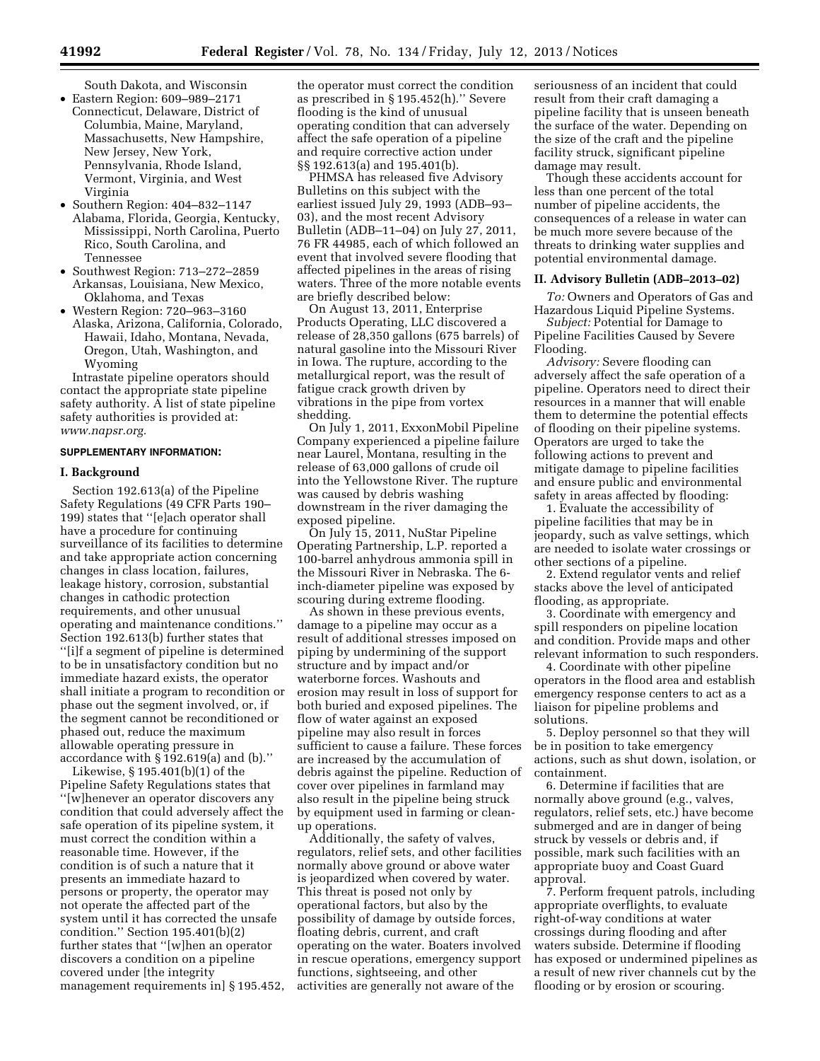South Dakota, and Wisconsin

- Eastern Region: 609–989–2171 Connecticut, Delaware, District of Columbia, Maine, Maryland, Massachusetts, New Hampshire, New Jersey, New York, Pennsylvania, Rhode Island, Vermont, Virginia, and West Virginia
- Southern Region: 404–832–1147 Alabama, Florida, Georgia, Kentucky, Mississippi, North Carolina, Puerto Rico, South Carolina, and Tennessee
- Southwest Region: 713–272–2859 Arkansas, Louisiana, New Mexico, Oklahoma, and Texas
- Western Region: 720–963–3160 Alaska, Arizona, California, Colorado, Hawaii, Idaho, Montana, Nevada, Oregon, Utah, Washington, and Wyoming

Intrastate pipeline operators should contact the appropriate state pipeline safety authority. A list of state pipeline safety authorities is provided at: *www.napsr.org.*

**SUPPLEMENTARY INFORMATION:**

## I. Background

Section 192.613(a) of the Pipeline Safety Regulations (49 CFR Parts 190–199) states that ''[e]ach operator shall have a procedure for continuing surveillance of its facilities to determine and take appropriate action concerning changes in class location, failures, leakage history, corrosion, substantial changes in cathodic protection requirements, and other unusual operating and maintenance conditions.'' Section 192.613(b) further states that ''[i]f a segment of pipeline is determined to be in unsatisfactory condition but no immediate hazard exists, the operator shall initiate a program to recondition or phase out the segment involved, or, if the segment cannot be reconditioned or phased out, reduce the maximum allowable operating pressure in accordance with § 192.619(a) and (b).''

Likewise, § 195.401(b)(1) of the Pipeline Safety Regulations states that ''[w]henever an operator discovers any condition that could adversely affect the safe operation of its pipeline system, it must correct the condition within a reasonable time. However, if the condition is of such a nature that it presents an immediate hazard to persons or property, the operator may not operate the affected part of the system until it has corrected the unsafe condition.'' Section 195.401(b)(2) further states that ''[w]hen an operator discovers a condition on a pipeline covered under [the integrity management requirements in] § 195.452, the operator must correct the condition as prescribed in § 195.452(h).'' Severe flooding is the kind of unusual operating condition that can adversely affect the safe operation of a pipeline and require corrective action under §§ 192.613(a) and 195.401(b).

PHMSA has released five Advisory Bulletins on this subject with the earliest issued July 29, 1993 (ADB–93–03), and the most recent Advisory Bulletin (ADB–11–04) on July 27, 2011, 76 FR 44985, each of which followed an event that involved severe flooding that affected pipelines in the areas of rising waters. Three of the more notable events are briefly described below:

On August 13, 2011, Enterprise Products Operating, LLC discovered a release of 28,350 gallons (675 barrels) of natural gasoline into the Missouri River in Iowa. The rupture, according to the metallurgical report, was the result of fatigue crack growth driven by vibrations in the pipe from vortex shedding.

On July 1, 2011, ExxonMobil Pipeline Company experienced a pipeline failure near Laurel, Montana, resulting in the release of 63,000 gallons of crude oil into the Yellowstone River. The rupture was caused by debris washing downstream in the river damaging the exposed pipeline.

On July 15, 2011, NuStar Pipeline Operating Partnership, L.P. reported a 100-barrel anhydrous ammonia spill in the Missouri River in Nebraska. The 6-inch-diameter pipeline was exposed by scouring during extreme flooding.

As shown in these previous events, damage to a pipeline may occur as a result of additional stresses imposed on piping by undermining of the support structure and by impact and/or waterborne forces. Washouts and erosion may result in loss of support for both buried and exposed pipelines. The flow of water against an exposed pipeline may also result in forces sufficient to cause a failure. These forces are increased by the accumulation of debris against the pipeline. Reduction of cover over pipelines in farmland may also result in the pipeline being struck by equipment used in farming or clean-up operations.

Additionally, the safety of valves, regulators, relief sets, and other facilities normally above ground or above water is jeopardized when covered by water. This threat is posed not only by operational factors, but also by the possibility of damage by outside forces, floating debris, current, and craft operating on the water. Boaters involved in rescue operations, emergency support functions, sightseeing, and other activities are generally not aware of the seriousness of an incident that could result from their craft damaging a pipeline facility that is unseen beneath the surface of the water. Depending on the size of the craft and the pipeline facility struck, significant pipeline damage may result.

Though these accidents account for less than one percent of the total number of pipeline accidents, the consequences of a release in water can be much more severe because of the threats to drinking water supplies and potential environmental damage.

## II. Advisory Bulletin (ADB–2013–02)

*To:* Owners and Operators of Gas and Hazardous Liquid Pipeline Systems.

*Subject:* Potential for Damage to Pipeline Facilities Caused by Severe Flooding.

*Advisory:* Severe flooding can adversely affect the safe operation of a pipeline. Operators need to direct their resources in a manner that will enable them to determine the potential effects of flooding on their pipeline systems. Operators are urged to take the following actions to prevent and mitigate damage to pipeline facilities and ensure public and environmental safety in areas affected by flooding:

1. Evaluate the accessibility of pipeline facilities that may be in jeopardy, such as valve settings, which are needed to isolate water crossings or other sections of a pipeline.
2. Extend regulator vents and relief stacks above the level of anticipated flooding, as appropriate.
3. Coordinate with emergency and spill responders on pipeline location and condition. Provide maps and other relevant information to such responders.
4. Coordinate with other pipeline operators in the flood area and establish emergency response centers to act as a liaison for pipeline problems and solutions.
5. Deploy personnel so that they will be in position to take emergency actions, such as shut down, isolation, or containment.
6. Determine if facilities that are normally above ground (e.g., valves, regulators, relief sets, etc.) have become submerged and are in danger of being struck by vessels or debris and, if possible, mark such facilities with an appropriate buoy and Coast Guard approval.
7. Perform frequent patrols, including appropriate overflights, to evaluate right-of-way conditions at water crossings during flooding and after waters subside. Determine if flooding has exposed or undermined pipelines as a result of new river channels cut by the flooding or by erosion or scouring.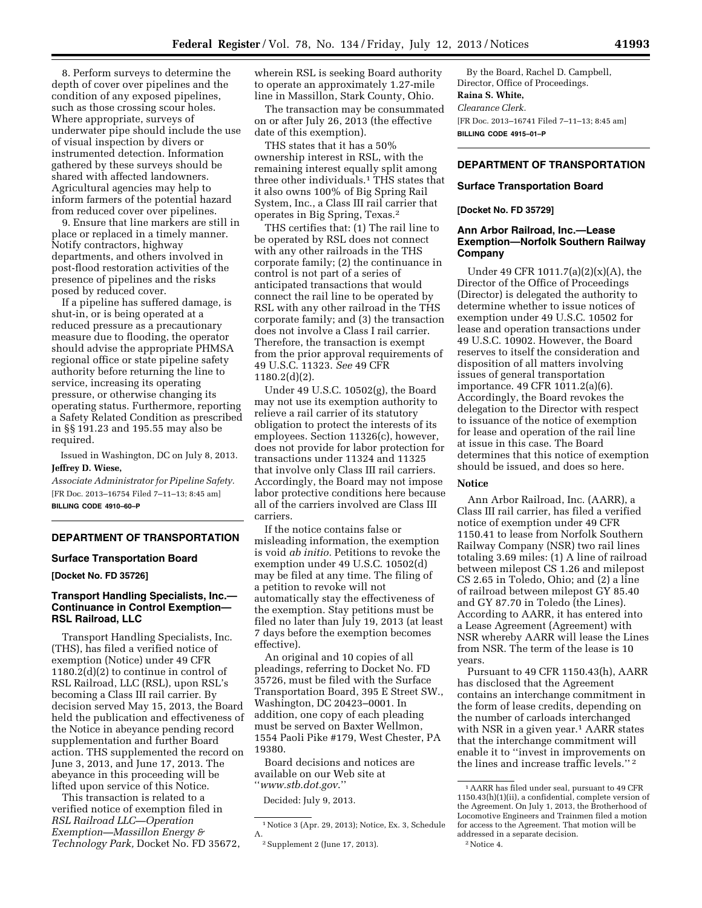8. Perform surveys to determine the depth of cover over pipelines and the condition of any exposed pipelines, such as those crossing scour holes. Where appropriate, surveys of underwater pipe should include the use of visual inspection by divers or instrumented detection. Information gathered by these surveys should be shared with affected landowners. Agricultural agencies may help to inform farmers of the potential hazard from reduced cover over pipelines.

9. Ensure that line markers are still in place or replaced in a timely manner. Notify contractors, highway departments, and others involved in post-flood restoration activities of the presence of pipelines and the risks posed by reduced cover.

If a pipeline has suffered damage, is shut-in, or is being operated at a reduced pressure as a precautionary measure due to flooding, the operator should advise the appropriate PHMSA regional office or state pipeline safety authority before returning the line to service, increasing its operating pressure, or otherwise changing its operating status. Furthermore, reporting a Safety Related Condition as prescribed in §§ 191.23 and 195.55 may also be required.

Issued in Washington, DC on July 8, 2013.

**Jeffrey D. Wiese,**

*Associate Administrator for Pipeline Safety.*

[FR Doc. 2013–16754 Filed 7–11–13; 8:45 am]

**BILLING CODE 4910–60–P**

---

## DEPARTMENT OF TRANSPORTATION

### Surface Transportation Board

**[Docket No. FD 35726]**

### Transport Handling Specialists, Inc.—Continuance in Control Exemption—RSL Railroad, LLC

Transport Handling Specialists, Inc. (THS), has filed a verified notice of exemption (Notice) under 49 CFR 1180.2(d)(2) to continue in control of RSL Railroad, LLC (RSL), upon RSL's becoming a Class III rail carrier. By decision served May 15, 2013, the Board held the publication and effectiveness of the Notice in abeyance pending record supplementation and further Board action. THS supplemented the record on June 3, 2013, and June 17, 2013. The abeyance in this proceeding will be lifted upon service of this Notice.

This transaction is related to a verified notice of exemption filed in *RSL Railroad LLC—Operation Exemption—Massillon Energy & Technology Park,* Docket No. FD 35672, wherein RSL is seeking Board authority to operate an approximately 1.27-mile line in Massillon, Stark County, Ohio.

The transaction may be consummated on or after July 26, 2013 (the effective date of this exemption).

THS states that it has a 50% ownership interest in RSL, with the remaining interest equally split among three other individuals.[1] THS states that it also owns 100% of Big Spring Rail System, Inc., a Class III rail carrier that operates in Big Spring, Texas.[2]

THS certifies that: (1) The rail line to be operated by RSL does not connect with any other railroads in the THS corporate family; (2) the continuance in control is not part of a series of anticipated transactions that would connect the rail line to be operated by RSL with any other railroad in the THS corporate family; and (3) the transaction does not involve a Class I rail carrier. Therefore, the transaction is exempt from the prior approval requirements of 49 U.S.C. 11323. *See* 49 CFR 1180.2(d)(2).

Under 49 U.S.C. 10502(g), the Board may not use its exemption authority to relieve a rail carrier of its statutory obligation to protect the interests of its employees. Section 11326(c), however, does not provide for labor protection for transactions under 11324 and 11325 that involve only Class III rail carriers. Accordingly, the Board may not impose labor protective conditions here because all of the carriers involved are Class III carriers.

If the notice contains false or misleading information, the exemption is void *ab initio.* Petitions to revoke the exemption under 49 U.S.C. 10502(d) may be filed at any time. The filing of a petition to revoke will not automatically stay the effectiveness of the exemption. Stay petitions must be filed no later than July 19, 2013 (at least 7 days before the exemption becomes effective).

An original and 10 copies of all pleadings, referring to Docket No. FD 35726, must be filed with the Surface Transportation Board, 395 E Street SW., Washington, DC 20423–0001. In addition, one copy of each pleading must be served on Baxter Wellmon, 1554 Paoli Pike #179, West Chester, PA 19380.

Board decisions and notices are available on our Web site at ''*www.stb.dot.gov.*''

Decided: July 9, 2013.

By the Board, Rachel D. Campbell, Director, Office of Proceedings.

**Raina S. White,**

*Clearance Clerk.*

[FR Doc. 2013–16741 Filed 7–11–13; 8:45 am]

**BILLING CODE 4915–01–P**

[1] Notice 3 (Apr. 29, 2013); Notice, Ex. 3, Schedule A.

[2] Supplement 2 (June 17, 2013).

---

## DEPARTMENT OF TRANSPORTATION

### Surface Transportation Board

**[Docket No. FD 35729]**

### Ann Arbor Railroad, Inc.—Lease Exemption—Norfolk Southern Railway Company

Under 49 CFR 1011.7(a)(2)(x)(A), the Director of the Office of Proceedings (Director) is delegated the authority to determine whether to issue notices of exemption under 49 U.S.C. 10502 for lease and operation transactions under 49 U.S.C. 10902. However, the Board reserves to itself the consideration and disposition of all matters involving issues of general transportation importance. 49 CFR 1011.2(a)(6). Accordingly, the Board revokes the delegation to the Director with respect to issuance of the notice of exemption for lease and operation of the rail line at issue in this case. The Board determines that this notice of exemption should be issued, and does so here.

#### Notice

Ann Arbor Railroad, Inc. (AARR), a Class III rail carrier, has filed a verified notice of exemption under 49 CFR 1150.41 to lease from Norfolk Southern Railway Company (NSR) two rail lines totaling 3.69 miles: (1) A line of railroad between milepost CS 1.26 and milepost CS 2.65 in Toledo, Ohio; and (2) a line of railroad between milepost GY 85.40 and GY 87.70 in Toledo (the Lines). According to AARR, it has entered into a Lease Agreement (Agreement) with NSR whereby AARR will lease the Lines from NSR. The term of the lease is 10 years.

Pursuant to 49 CFR 1150.43(h), AARR has disclosed that the Agreement contains an interchange commitment in the form of lease credits, depending on the number of carloads interchanged with NSR in a given year.[1] AARR states that the interchange commitment will enable it to ''invest in improvements on the lines and increase traffic levels.''[2]

[1] AARR has filed under seal, pursuant to 49 CFR 1150.43(h)(1)(ii), a confidential, complete version of the Agreement. On July 1, 2013, the Brotherhood of Locomotive Engineers and Trainmen filed a motion for access to the Agreement. That motion will be addressed in a separate decision.

[2] Notice 4.